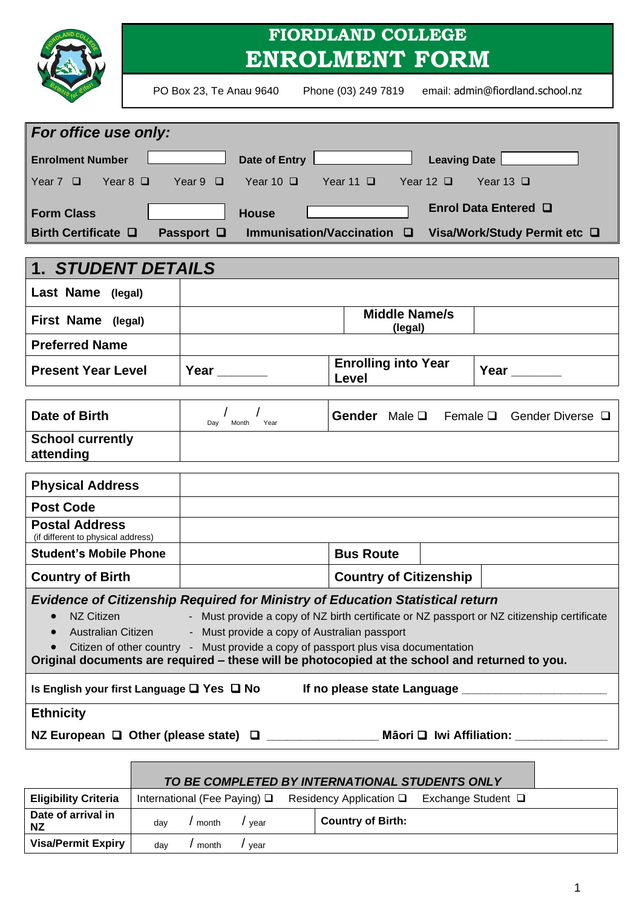# FIORDLAND COLLEGE
# ENROLMENT FORM

PO Box 23, Te Anau 9640    Phone (03) 249 7819    email: admin@fiordland.school.nz

| ***For office use only:*** | | | | | |
|---|---|---|---|---|---|
| **Enrolment Number** | | **Date of Entry** | | **Leaving Date** | |
| Year 7 ❑ Year 8 ❑ Year 9 ❑ Year 10 ❑ Year 11 ❑ Year 12 ❑ Year 13 ❑ | | | | | |
| **Form Class** | | **House** | | **Enrol Data Entered** ❑ | |
| **Birth Certificate** ❑ **Passport** ❑ **Immunisation/Vaccination** ❑ **Visa/Work/Study Permit etc** ❑ | | | | | |

## 1. *STUDENT DETAILS*

| | | | |
|---|---|---|---|
| **Last Name (legal)** | | | |
| **First Name (legal)** | | **Middle Name/s (legal)** | |
| **Preferred Name** | | | |
| **Present Year Level** | **Year** _______ | **Enrolling into Year Level** | **Year** _______ |

| | | |
|---|---|---|
| **Date of Birth** | / / (Day Month Year) | **Gender** Male ❑ Female ❑ Gender Diverse ❑ |
| **School currently attending** | | |

| | | | |
|---|---|---|---|
| **Physical Address** | | | |
| **Post Code** | | | |
| **Postal Address** (if different to physical address) | | | |
| **Student's Mobile Phone** | | **Bus Route** | |
| **Country of Birth** | | **Country of Citizenship** | |

***Evidence of Citizenship Required for Ministry of Education Statistical return***

- NZ Citizen - Must provide a copy of NZ birth certificate or NZ passport or NZ citizenship certificate
- Australian Citizen - Must provide a copy of Australian passport
- Citizen of other country - Must provide a copy of passport plus visa documentation

**Original documents are required – these will be photocopied at the school and returned to you.**

**Is English your first Language** ❑ **Yes** ❑ **No**    **If no please state Language** ____________________

**Ethnicity**

**NZ European** ❑ **Other (please state)** ❑ ________________ **Māori** ❑ **Iwi Affiliation:** ______________

| | *TO BE COMPLETED BY INTERNATIONAL STUDENTS ONLY* | |
|---|---|---|
| **Eligibility Criteria** | International (Fee Paying) ❑ Residency Application ❑ Exchange Student ❑ | |
| **Date of arrival in NZ** | day / month / year | **Country of Birth:** |
| **Visa/Permit Expiry** | day / month / year | |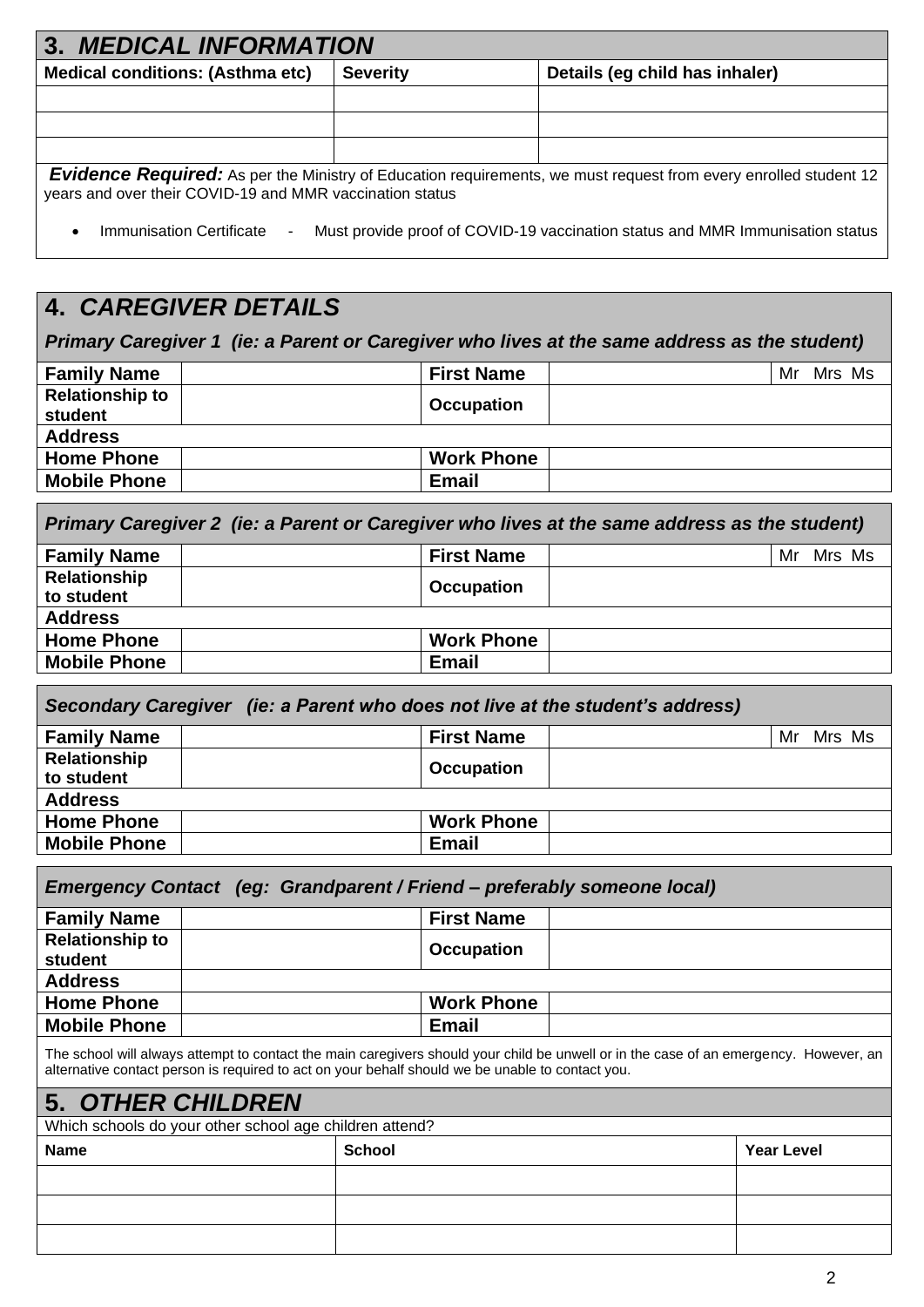## 3. *MEDICAL INFORMATION*

| Medical conditions: (Asthma etc) | Severity | Details (eg child has inhaler) |
|---|---|---|
| | | |
| | | |
| | | |

***Evidence Required:*** As per the Ministry of Education requirements, we must request from every enrolled student 12 years and over their COVID-19 and MMR vaccination status

- Immunisation Certificate - Must provide proof of COVID-19 vaccination status and MMR Immunisation status

## 4. *CAREGIVER DETAILS*

### *Primary Caregiver 1 (ie: a Parent or Caregiver who lives at the same address as the student)*

| **Family Name** | | **First Name** | | Mr Mrs Ms |
|---|---|---|---|---|
| **Relationship to student** | | **Occupation** | | |
| **Address** | | | | |
| **Home Phone** | | **Work Phone** | | |
| **Mobile Phone** | | **Email** | | |

### *Primary Caregiver 2 (ie: a Parent or Caregiver who lives at the same address as the student)*

| **Family Name** | | **First Name** | | Mr Mrs Ms |
|---|---|---|---|---|
| **Relationship to student** | | **Occupation** | | |
| **Address** | | | | |
| **Home Phone** | | **Work Phone** | | |
| **Mobile Phone** | | **Email** | | |

### *Secondary Caregiver (ie: a Parent who does not live at the student's address)*

| **Family Name** | | **First Name** | | Mr Mrs Ms |
|---|---|---|---|---|
| **Relationship to student** | | **Occupation** | | |
| **Address** | | | | |
| **Home Phone** | | **Work Phone** | | |
| **Mobile Phone** | | **Email** | | |

### *Emergency Contact (eg: Grandparent / Friend – preferably someone local)*

| **Family Name** | | **First Name** | |
|---|---|---|---|
| **Relationship to student** | | **Occupation** | |
| **Address** | | | |
| **Home Phone** | | **Work Phone** | |
| **Mobile Phone** | | **Email** | |

The school will always attempt to contact the main caregivers should your child be unwell or in the case of an emergency. However, an alternative contact person is required to act on your behalf should we be unable to contact you.

## 5. *OTHER CHILDREN*

Which schools do your other school age children attend?

| Name | School | Year Level |
|---|---|---|
| | | |
| | | |
| | | |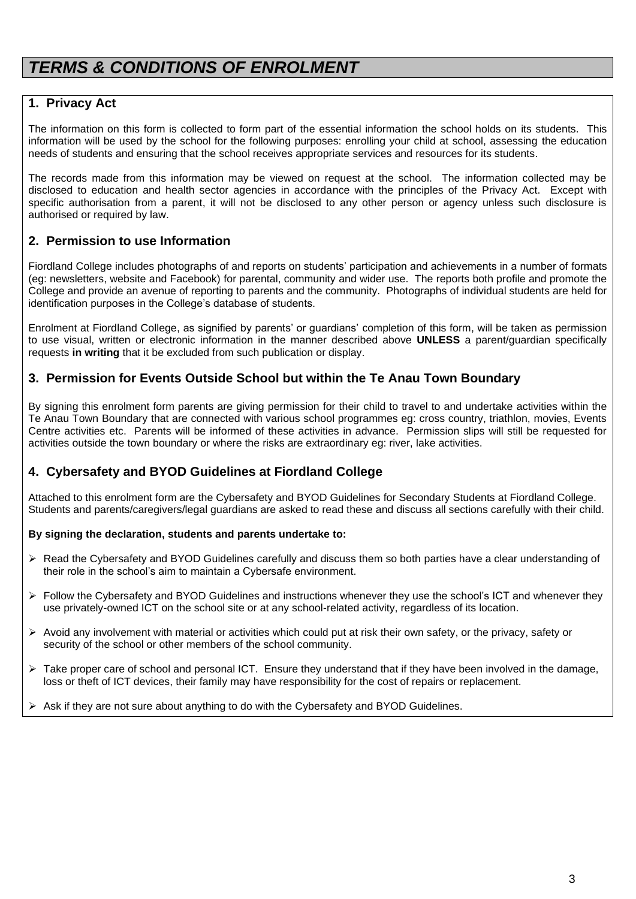# *TERMS & CONDITIONS OF ENROLMENT*

## 1. Privacy Act

The information on this form is collected to form part of the essential information the school holds on its students. This information will be used by the school for the following purposes: enrolling your child at school, assessing the education needs of students and ensuring that the school receives appropriate services and resources for its students.

The records made from this information may be viewed on request at the school. The information collected may be disclosed to education and health sector agencies in accordance with the principles of the Privacy Act. Except with specific authorisation from a parent, it will not be disclosed to any other person or agency unless such disclosure is authorised or required by law.

## 2. Permission to use Information

Fiordland College includes photographs of and reports on students' participation and achievements in a number of formats (eg: newsletters, website and Facebook) for parental, community and wider use. The reports both profile and promote the College and provide an avenue of reporting to parents and the community. Photographs of individual students are held for identification purposes in the College's database of students.

Enrolment at Fiordland College, as signified by parents' or guardians' completion of this form, will be taken as permission to use visual, written or electronic information in the manner described above **UNLESS** a parent/guardian specifically requests **in writing** that it be excluded from such publication or display.

## 3. Permission for Events Outside School but within the Te Anau Town Boundary

By signing this enrolment form parents are giving permission for their child to travel to and undertake activities within the Te Anau Town Boundary that are connected with various school programmes eg: cross country, triathlon, movies, Events Centre activities etc. Parents will be informed of these activities in advance. Permission slips will still be requested for activities outside the town boundary or where the risks are extraordinary eg: river, lake activities.

## 4. Cybersafety and BYOD Guidelines at Fiordland College

Attached to this enrolment form are the Cybersafety and BYOD Guidelines for Secondary Students at Fiordland College. Students and parents/caregivers/legal guardians are asked to read these and discuss all sections carefully with their child.

**By signing the declaration, students and parents undertake to:**

- Read the Cybersafety and BYOD Guidelines carefully and discuss them so both parties have a clear understanding of their role in the school's aim to maintain a Cybersafe environment.
- Follow the Cybersafety and BYOD Guidelines and instructions whenever they use the school's ICT and whenever they use privately-owned ICT on the school site or at any school-related activity, regardless of its location.
- Avoid any involvement with material or activities which could put at risk their own safety, or the privacy, safety or security of the school or other members of the school community.
- Take proper care of school and personal ICT. Ensure they understand that if they have been involved in the damage, loss or theft of ICT devices, their family may have responsibility for the cost of repairs or replacement.
- Ask if they are not sure about anything to do with the Cybersafety and BYOD Guidelines.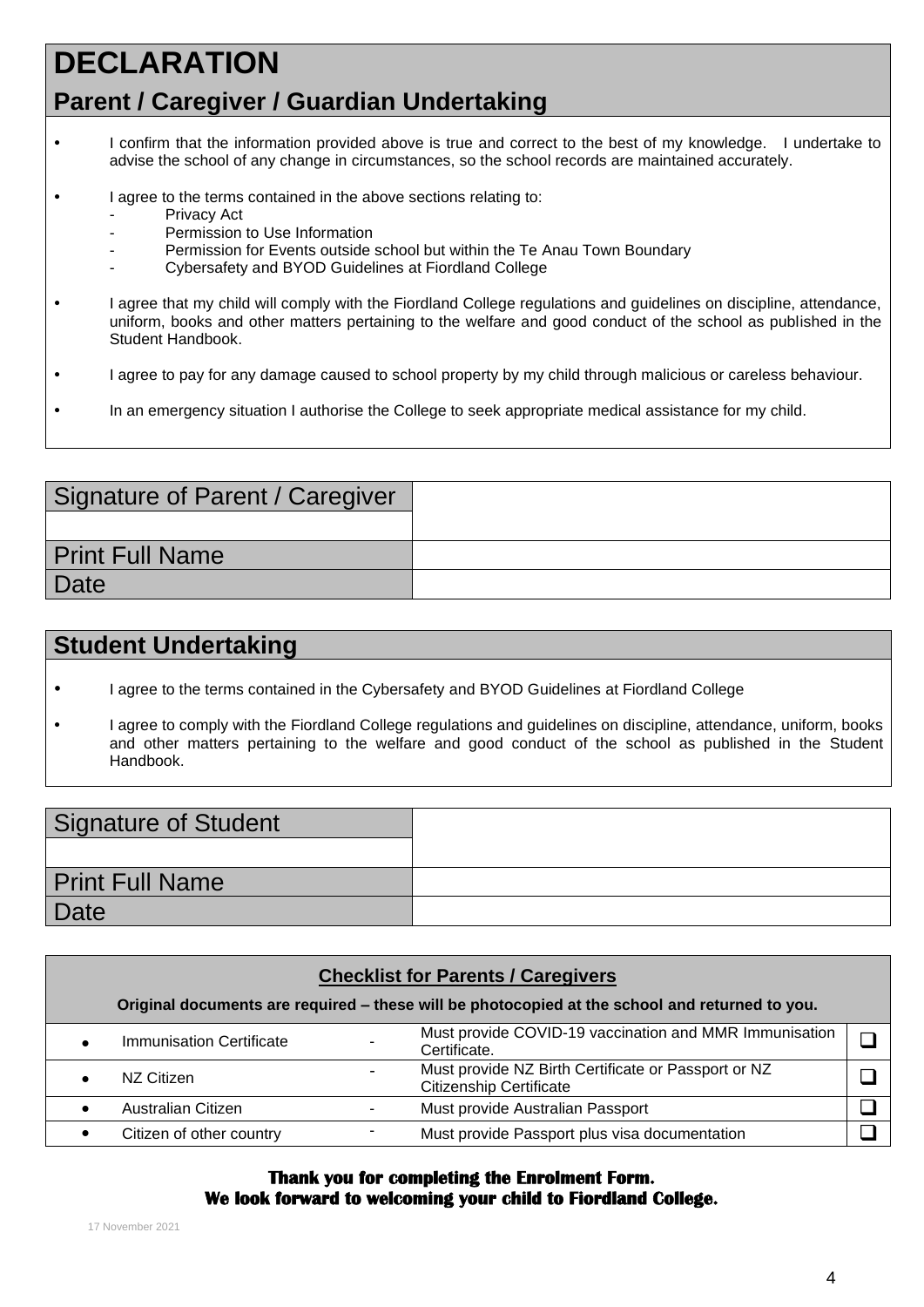# DECLARATION

## Parent / Caregiver / Guardian Undertaking

- I confirm that the information provided above is true and correct to the best of my knowledge. I undertake to advise the school of any change in circumstances, so the school records are maintained accurately.
- I agree to the terms contained in the above sections relating to:
  - Privacy Act
  - Permission to Use Information
  - Permission for Events outside school but within the Te Anau Town Boundary
  - Cybersafety and BYOD Guidelines at Fiordland College
- I agree that my child will comply with the Fiordland College regulations and guidelines on discipline, attendance, uniform, books and other matters pertaining to the welfare and good conduct of the school as published in the Student Handbook.
- I agree to pay for any damage caused to school property by my child through malicious or careless behaviour.
- In an emergency situation I authorise the College to seek appropriate medical assistance for my child.

| | |
|---|---|
| Signature of Parent / Caregiver | |
| Print Full Name | |
| Date | |

## Student Undertaking

- I agree to the terms contained in the Cybersafety and BYOD Guidelines at Fiordland College
- I agree to comply with the Fiordland College regulations and guidelines on discipline, attendance, uniform, books and other matters pertaining to the welfare and good conduct of the school as published in the Student Handbook.

| | |
|---|---|
| Signature of Student | |
| Print Full Name | |
| Date | |

**Checklist for Parents / Caregivers**

**Original documents are required – these will be photocopied at the school and returned to you.**

| | | | | |
|---|---|---|---|---|
| • | Immunisation Certificate | - | Must provide COVID-19 vaccination and MMR Immunisation Certificate. | ❑ |
| • | NZ Citizen | - | Must provide NZ Birth Certificate or Passport or NZ Citizenship Certificate | ❑ |
| • | Australian Citizen | - | Must provide Australian Passport | ❑ |
| • | Citizen of other country | - | Must provide Passport plus visa documentation | ❑ |

**Thank you for completing the Enrolment Form.**
**We look forward to welcoming your child to Fiordland College.**

17 November 2021